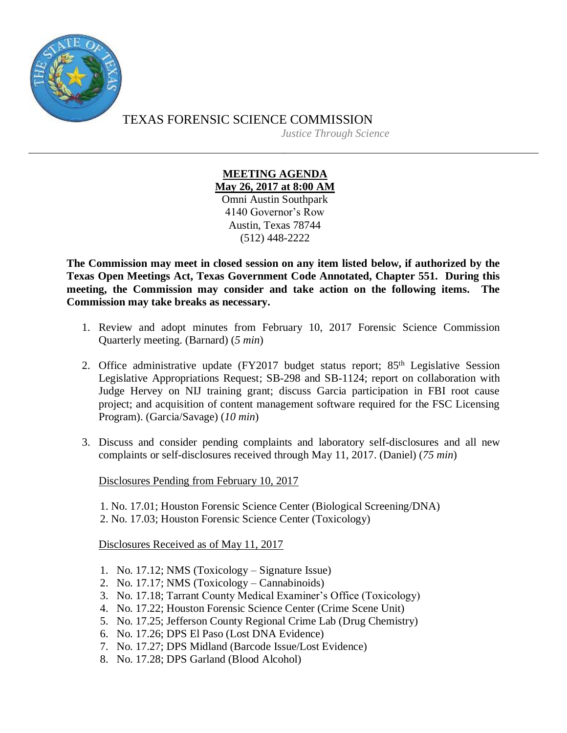# TEXAS FORENSIC SCIENCE COMMISSION

*Justice Through Science*

---

**MEETING AGENDA**
**May 26, 2017 at 8:00 AM**

Omni Austin Southpark
4140 Governor's Row
Austin, Texas 78744
(512) 448-2222

**The Commission may meet in closed session on any item listed below, if authorized by the Texas Open Meetings Act, Texas Government Code Annotated, Chapter 551. During this meeting, the Commission may consider and take action on the following items. The Commission may take breaks as necessary.**

1. Review and adopt minutes from February 10, 2017 Forensic Science Commission Quarterly meeting. (Barnard) (*5 min*)

2. Office administrative update (FY2017 budget status report; 85th Legislative Session Legislative Appropriations Request; SB-298 and SB-1124; report on collaboration with Judge Hervey on NIJ training grant; discuss Garcia participation in FBI root cause project; and acquisition of content management software required for the FSC Licensing Program). (Garcia/Savage) (*10 min*)

3. Discuss and consider pending complaints and laboratory self-disclosures and all new complaints or self-disclosures received through May 11, 2017. (Daniel) (*75 min*)

   Disclosures Pending from February 10, 2017

   1. No. 17.01; Houston Forensic Science Center (Biological Screening/DNA)
   2. No. 17.03; Houston Forensic Science Center (Toxicology)

   Disclosures Received as of May 11, 2017

   1. No. 17.12; NMS (Toxicology – Signature Issue)
   2. No. 17.17; NMS (Toxicology – Cannabinoids)
   3. No. 17.18; Tarrant County Medical Examiner's Office (Toxicology)
   4. No. 17.22; Houston Forensic Science Center (Crime Scene Unit)
   5. No. 17.25; Jefferson County Regional Crime Lab (Drug Chemistry)
   6. No. 17.26; DPS El Paso (Lost DNA Evidence)
   7. No. 17.27; DPS Midland (Barcode Issue/Lost Evidence)
   8. No. 17.28; DPS Garland (Blood Alcohol)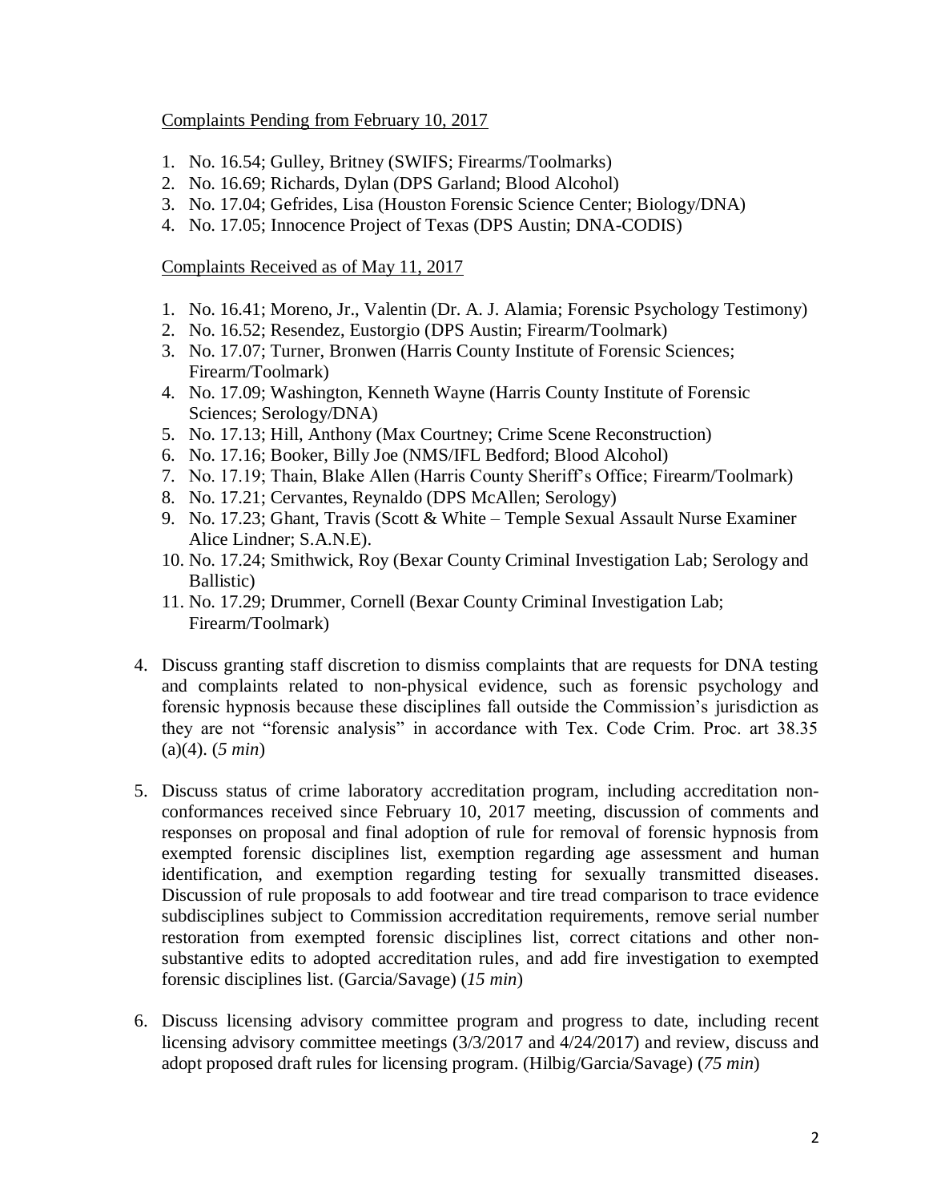Complaints Pending from February 10, 2017

1. No. 16.54; Gulley, Britney (SWIFS; Firearms/Toolmarks)
2. No. 16.69; Richards, Dylan (DPS Garland; Blood Alcohol)
3. No. 17.04; Gefrides, Lisa (Houston Forensic Science Center; Biology/DNA)
4. No. 17.05; Innocence Project of Texas (DPS Austin; DNA-CODIS)

Complaints Received as of May 11, 2017

1. No. 16.41; Moreno, Jr., Valentin (Dr. A. J. Alamia; Forensic Psychology Testimony)
2. No. 16.52; Resendez, Eustorgio (DPS Austin; Firearm/Toolmark)
3. No. 17.07; Turner, Bronwen (Harris County Institute of Forensic Sciences; Firearm/Toolmark)
4. No. 17.09; Washington, Kenneth Wayne (Harris County Institute of Forensic Sciences; Serology/DNA)
5. No. 17.13; Hill, Anthony (Max Courtney; Crime Scene Reconstruction)
6. No. 17.16; Booker, Billy Joe (NMS/IFL Bedford; Blood Alcohol)
7. No. 17.19; Thain, Blake Allen (Harris County Sheriff's Office; Firearm/Toolmark)
8. No. 17.21; Cervantes, Reynaldo (DPS McAllen; Serology)
9. No. 17.23; Ghant, Travis (Scott & White – Temple Sexual Assault Nurse Examiner Alice Lindner; S.A.N.E).
10. No. 17.24; Smithwick, Roy (Bexar County Criminal Investigation Lab; Serology and Ballistic)
11. No. 17.29; Drummer, Cornell (Bexar County Criminal Investigation Lab; Firearm/Toolmark)

4. Discuss granting staff discretion to dismiss complaints that are requests for DNA testing and complaints related to non-physical evidence, such as forensic psychology and forensic hypnosis because these disciplines fall outside the Commission's jurisdiction as they are not "forensic analysis" in accordance with Tex. Code Crim. Proc. art 38.35 (a)(4). (*5 min*)

5. Discuss status of crime laboratory accreditation program, including accreditation non-conformances received since February 10, 2017 meeting, discussion of comments and responses on proposal and final adoption of rule for removal of forensic hypnosis from exempted forensic disciplines list, exemption regarding age assessment and human identification, and exemption regarding testing for sexually transmitted diseases. Discussion of rule proposals to add footwear and tire tread comparison to trace evidence subdisciplines subject to Commission accreditation requirements, remove serial number restoration from exempted forensic disciplines list, correct citations and other non-substantive edits to adopted accreditation rules, and add fire investigation to exempted forensic disciplines list. (Garcia/Savage) (*15 min*)

6. Discuss licensing advisory committee program and progress to date, including recent licensing advisory committee meetings (3/3/2017 and 4/24/2017) and review, discuss and adopt proposed draft rules for licensing program. (Hilbig/Garcia/Savage) (*75 min*)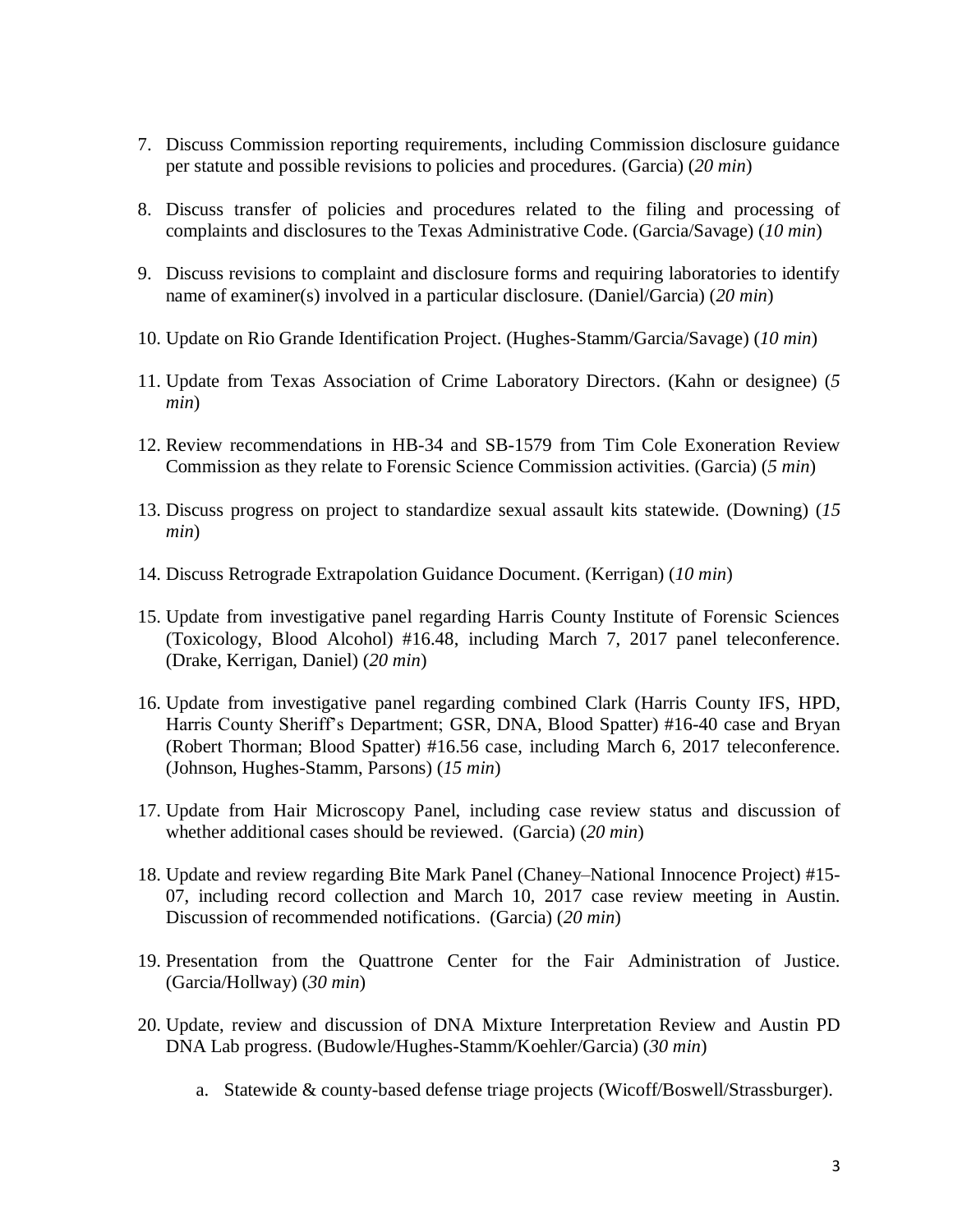7. Discuss Commission reporting requirements, including Commission disclosure guidance per statute and possible revisions to policies and procedures. (Garcia) (*20 min*)

8. Discuss transfer of policies and procedures related to the filing and processing of complaints and disclosures to the Texas Administrative Code. (Garcia/Savage) (*10 min*)

9. Discuss revisions to complaint and disclosure forms and requiring laboratories to identify name of examiner(s) involved in a particular disclosure. (Daniel/Garcia) (*20 min*)

10. Update on Rio Grande Identification Project. (Hughes-Stamm/Garcia/Savage) (*10 min*)

11. Update from Texas Association of Crime Laboratory Directors. (Kahn or designee) (*5 min*)

12. Review recommendations in HB-34 and SB-1579 from Tim Cole Exoneration Review Commission as they relate to Forensic Science Commission activities. (Garcia) (*5 min*)

13. Discuss progress on project to standardize sexual assault kits statewide. (Downing) (*15 min*)

14. Discuss Retrograde Extrapolation Guidance Document. (Kerrigan) (*10 min*)

15. Update from investigative panel regarding Harris County Institute of Forensic Sciences (Toxicology, Blood Alcohol) #16.48, including March 7, 2017 panel teleconference. (Drake, Kerrigan, Daniel) (*20 min*)

16. Update from investigative panel regarding combined Clark (Harris County IFS, HPD, Harris County Sheriff's Department; GSR, DNA, Blood Spatter) #16-40 case and Bryan (Robert Thorman; Blood Spatter) #16.56 case, including March 6, 2017 teleconference. (Johnson, Hughes-Stamm, Parsons) (*15 min*)

17. Update from Hair Microscopy Panel, including case review status and discussion of whether additional cases should be reviewed. (Garcia) (*20 min*)

18. Update and review regarding Bite Mark Panel (Chaney–National Innocence Project) #15-07, including record collection and March 10, 2017 case review meeting in Austin. Discussion of recommended notifications. (Garcia) (*20 min*)

19. Presentation from the Quattrone Center for the Fair Administration of Justice. (Garcia/Hollway) (*30 min*)

20. Update, review and discussion of DNA Mixture Interpretation Review and Austin PD DNA Lab progress. (Budowle/Hughes-Stamm/Koehler/Garcia) (*30 min*)

    a. Statewide & county-based defense triage projects (Wicoff/Boswell/Strassburger).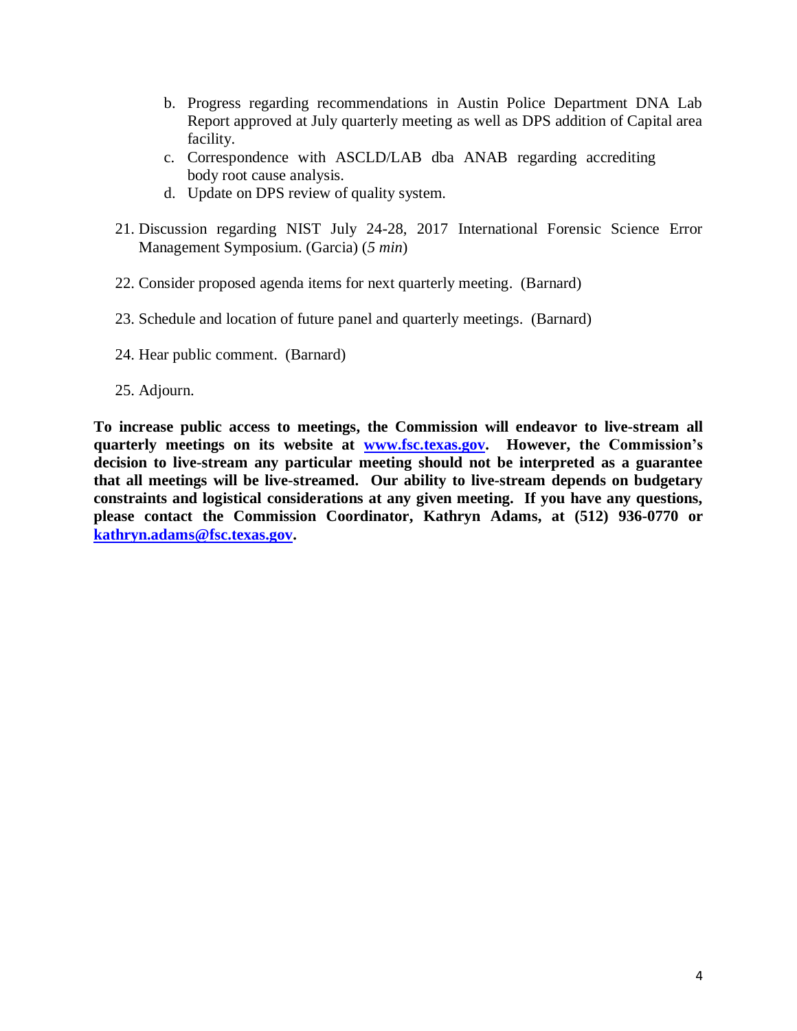b. Progress regarding recommendations in Austin Police Department DNA Lab Report approved at July quarterly meeting as well as DPS addition of Capital area facility.
c. Correspondence with ASCLD/LAB dba ANAB regarding accrediting body root cause analysis.
d. Update on DPS review of quality system.

21. Discussion regarding NIST July 24-28, 2017 International Forensic Science Error Management Symposium. (Garcia) (*5 min*)

22. Consider proposed agenda items for next quarterly meeting. (Barnard)

23. Schedule and location of future panel and quarterly meetings. (Barnard)

24. Hear public comment. (Barnard)

25. Adjourn.

**To increase public access to meetings, the Commission will endeavor to live-stream all quarterly meetings on its website at [www.fsc.texas.gov](http://www.fsc.texas.gov). However, the Commission's decision to live-stream any particular meeting should not be interpreted as a guarantee that all meetings will be live-streamed. Our ability to live-stream depends on budgetary constraints and logistical considerations at any given meeting. If you have any questions, please contact the Commission Coordinator, Kathryn Adams, at (512) 936-0770 or [kathryn.adams@fsc.texas.gov](mailto:kathryn.adams@fsc.texas.gov).**